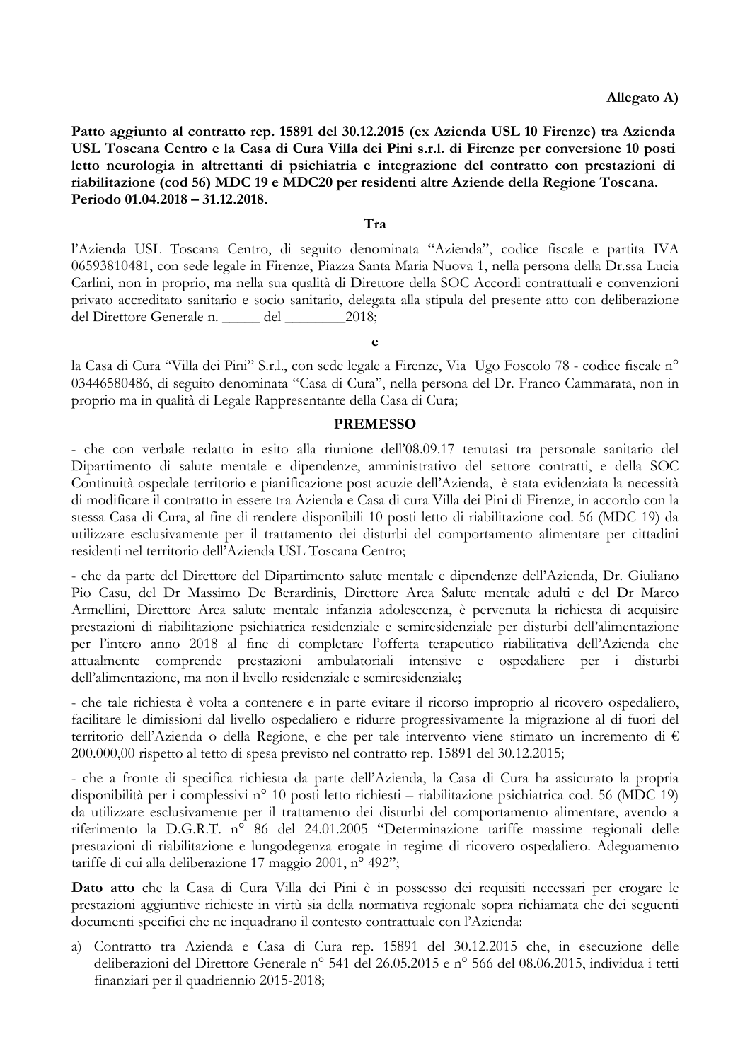**Allegato A)**

**Patto aggiunto al contratto rep. 15891 del 30.12.2015 (ex Azienda USL 10 Firenze) tra Azienda USL Toscana Centro e la Casa di Cura Villa dei Pini s.r.l. di Firenze per conversione 10 posti letto neurologia in altrettanti di psichiatria e integrazione del contratto con prestazioni di riabilitazione (cod 56) MDC 19 e MDC20 per residenti altre Aziende della Regione Toscana. Periodo 01.04.2018 – 31.12.2018.**

**Tra**

l'Azienda USL Toscana Centro, di seguito denominata "Azienda", codice fiscale e partita IVA 06593810481, con sede legale in Firenze, Piazza Santa Maria Nuova 1, nella persona della Dr.ssa Lucia Carlini, non in proprio, ma nella sua qualità di Direttore della SOC Accordi contrattuali e convenzioni privato accreditato sanitario e socio sanitario, delegata alla stipula del presente atto con deliberazione del Direttore Generale n. _____ del ________2018;

**e**

la Casa di Cura "Villa dei Pini" S.r.l., con sede legale a Firenze, Via Ugo Foscolo 78 - codice fiscale n° 03446580486, di seguito denominata "Casa di Cura", nella persona del Dr. Franco Cammarata, non in proprio ma in qualità di Legale Rappresentante della Casa di Cura;

**PREMESSO**

- che con verbale redatto in esito alla riunione dell'08.09.17 tenutasi tra personale sanitario del Dipartimento di salute mentale e dipendenze, amministrativo del settore contratti, e della SOC Continuità ospedale territorio e pianificazione post acuzie dell'Azienda, è stata evidenziata la necessità di modificare il contratto in essere tra Azienda e Casa di cura Villa dei Pini di Firenze, in accordo con la stessa Casa di Cura, al fine di rendere disponibili 10 posti letto di riabilitazione cod. 56 (MDC 19) da utilizzare esclusivamente per il trattamento dei disturbi del comportamento alimentare per cittadini residenti nel territorio dell'Azienda USL Toscana Centro;

- che da parte del Direttore del Dipartimento salute mentale e dipendenze dell'Azienda, Dr. Giuliano Pio Casu, del Dr Massimo De Berardinis, Direttore Area Salute mentale adulti e del Dr Marco Armellini, Direttore Area salute mentale infanzia adolescenza, è pervenuta la richiesta di acquisire prestazioni di riabilitazione psichiatrica residenziale e semiresidenziale per disturbi dell'alimentazione per l'intero anno 2018 al fine di completare l'offerta terapeutico riabilitativa dell'Azienda che attualmente comprende prestazioni ambulatoriali intensive e ospedaliere per i disturbi dell'alimentazione, ma non il livello residenziale e semiresidenziale;

- che tale richiesta è volta a contenere e in parte evitare il ricorso improprio al ricovero ospedaliero, facilitare le dimissioni dal livello ospedaliero e ridurre progressivamente la migrazione al di fuori del territorio dell'Azienda o della Regione, e che per tale intervento viene stimato un incremento di € 200.000,00 rispetto al tetto di spesa previsto nel contratto rep. 15891 del 30.12.2015;

- che a fronte di specifica richiesta da parte dell'Azienda, la Casa di Cura ha assicurato la propria disponibilità per i complessivi n° 10 posti letto richiesti – riabilitazione psichiatrica cod. 56 (MDC 19) da utilizzare esclusivamente per il trattamento dei disturbi del comportamento alimentare, avendo a riferimento la D.G.R.T. n° 86 del 24.01.2005 "Determinazione tariffe massime regionali delle prestazioni di riabilitazione e lungodegenza erogate in regime di ricovero ospedaliero. Adeguamento tariffe di cui alla deliberazione 17 maggio 2001, n° 492";

**Dato atto** che la Casa di Cura Villa dei Pini è in possesso dei requisiti necessari per erogare le prestazioni aggiuntive richieste in virtù sia della normativa regionale sopra richiamata che dei seguenti documenti specifici che ne inquadrano il contesto contrattuale con l'Azienda:

a) Contratto tra Azienda e Casa di Cura rep. 15891 del 30.12.2015 che, in esecuzione delle deliberazioni del Direttore Generale n° 541 del 26.05.2015 e n° 566 del 08.06.2015, individua i tetti finanziari per il quadriennio 2015-2018;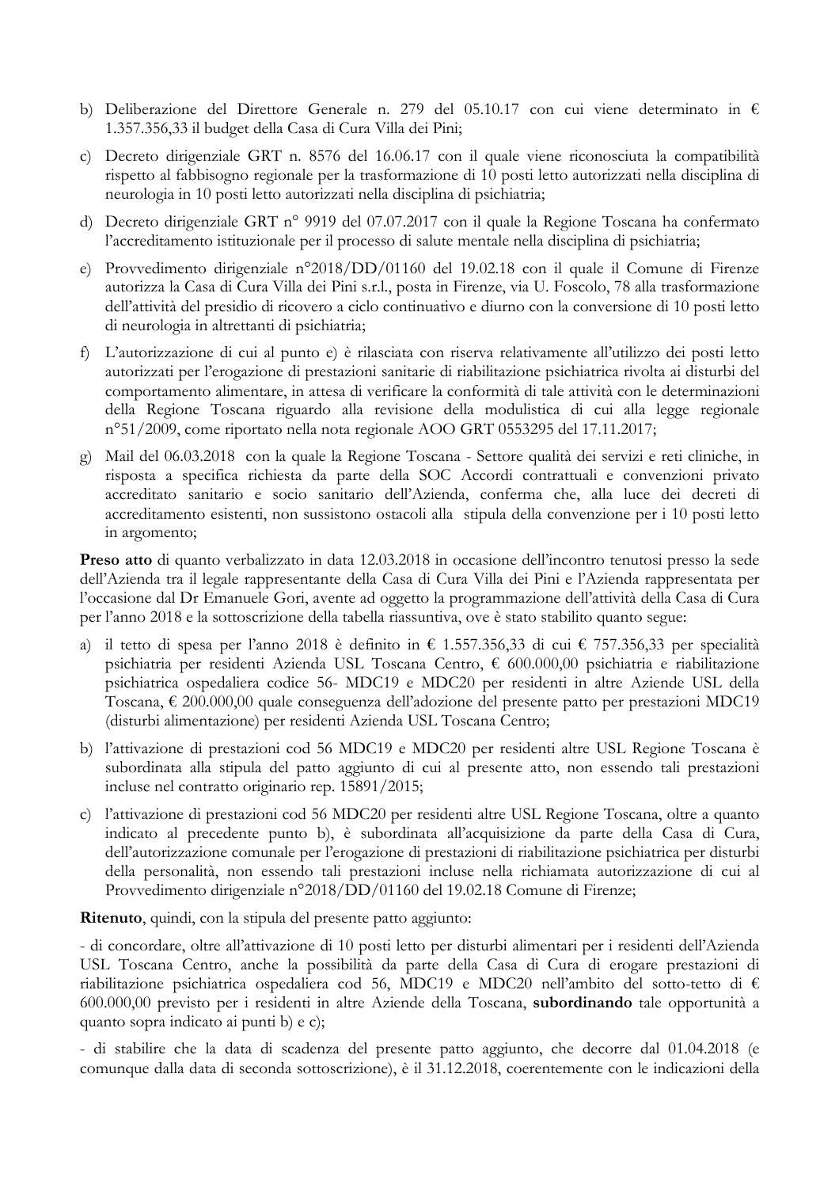b) Deliberazione del Direttore Generale n. 279 del 05.10.17 con cui viene determinato in € 1.357.356,33 il budget della Casa di Cura Villa dei Pini;

c) Decreto dirigenziale GRT n. 8576 del 16.06.17 con il quale viene riconosciuta la compatibilità rispetto al fabbisogno regionale per la trasformazione di 10 posti letto autorizzati nella disciplina di neurologia in 10 posti letto autorizzati nella disciplina di psichiatria;

d) Decreto dirigenziale GRT n° 9919 del 07.07.2017 con il quale la Regione Toscana ha confermato l'accreditamento istituzionale per il processo di salute mentale nella disciplina di psichiatria;

e) Provvedimento dirigenziale n°2018/DD/01160 del 19.02.18 con il quale il Comune di Firenze autorizza la Casa di Cura Villa dei Pini s.r.l., posta in Firenze, via U. Foscolo, 78 alla trasformazione dell'attività del presidio di ricovero a ciclo continuativo e diurno con la conversione di 10 posti letto di neurologia in altrettanti di psichiatria;

f) L'autorizzazione di cui al punto e) è rilasciata con riserva relativamente all'utilizzo dei posti letto autorizzati per l'erogazione di prestazioni sanitarie di riabilitazione psichiatrica rivolta ai disturbi del comportamento alimentare, in attesa di verificare la conformità di tale attività con le determinazioni della Regione Toscana riguardo alla revisione della modulistica di cui alla legge regionale n°51/2009, come riportato nella nota regionale AOO GRT 0553295 del 17.11.2017;

g) Mail del 06.03.2018 con la quale la Regione Toscana - Settore qualità dei servizi e reti cliniche, in risposta a specifica richiesta da parte della SOC Accordi contrattuali e convenzioni privato accreditato sanitario e socio sanitario dell'Azienda, conferma che, alla luce dei decreti di accreditamento esistenti, non sussistono ostacoli alla stipula della convenzione per i 10 posti letto in argomento;

**Preso atto** di quanto verbalizzato in data 12.03.2018 in occasione dell'incontro tenutosi presso la sede dell'Azienda tra il legale rappresentante della Casa di Cura Villa dei Pini e l'Azienda rappresentata per l'occasione dal Dr Emanuele Gori, avente ad oggetto la programmazione dell'attività della Casa di Cura per l'anno 2018 e la sottoscrizione della tabella riassuntiva, ove è stato stabilito quanto segue:

a) il tetto di spesa per l'anno 2018 è definito in € 1.557.356,33 di cui € 757.356,33 per specialità psichiatria per residenti Azienda USL Toscana Centro, € 600.000,00 psichiatria e riabilitazione psichiatrica ospedaliera codice 56- MDC19 e MDC20 per residenti in altre Aziende USL della Toscana, € 200.000,00 quale conseguenza dell'adozione del presente patto per prestazioni MDC19 (disturbi alimentazione) per residenti Azienda USL Toscana Centro;

b) l'attivazione di prestazioni cod 56 MDC19 e MDC20 per residenti altre USL Regione Toscana è subordinata alla stipula del patto aggiunto di cui al presente atto, non essendo tali prestazioni incluse nel contratto originario rep. 15891/2015;

c) l'attivazione di prestazioni cod 56 MDC20 per residenti altre USL Regione Toscana, oltre a quanto indicato al precedente punto b), è subordinata all'acquisizione da parte della Casa di Cura, dell'autorizzazione comunale per l'erogazione di prestazioni di riabilitazione psichiatrica per disturbi della personalità, non essendo tali prestazioni incluse nella richiamata autorizzazione di cui al Provvedimento dirigenziale n°2018/DD/01160 del 19.02.18 Comune di Firenze;

**Ritenuto**, quindi, con la stipula del presente patto aggiunto:

- di concordare, oltre all'attivazione di 10 posti letto per disturbi alimentari per i residenti dell'Azienda USL Toscana Centro, anche la possibilità da parte della Casa di Cura di erogare prestazioni di riabilitazione psichiatrica ospedaliera cod 56, MDC19 e MDC20 nell'ambito del sotto-tetto di € 600.000,00 previsto per i residenti in altre Aziende della Toscana, **subordinando** tale opportunità a quanto sopra indicato ai punti b) e c);

- di stabilire che la data di scadenza del presente patto aggiunto, che decorre dal 01.04.2018 (e comunque dalla data di seconda sottoscrizione), è il 31.12.2018, coerentemente con le indicazioni della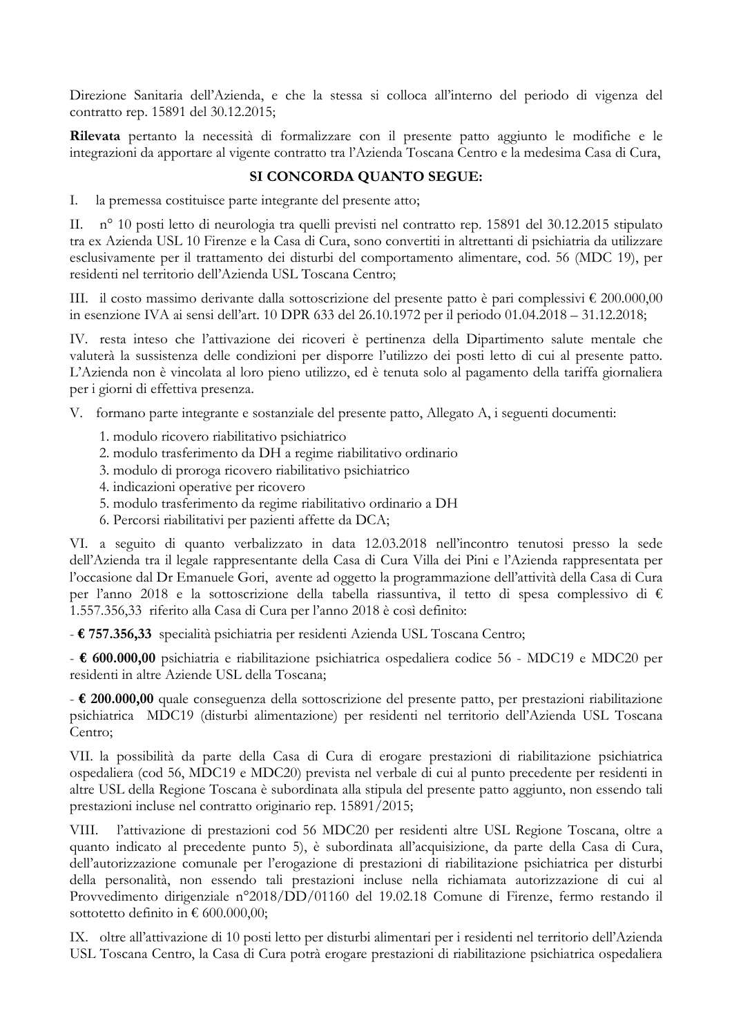Direzione Sanitaria dell'Azienda, e che la stessa si colloca all'interno del periodo di vigenza del contratto rep. 15891 del 30.12.2015;

**Rilevata** pertanto la necessità di formalizzare con il presente patto aggiunto le modifiche e le integrazioni da apportare al vigente contratto tra l'Azienda Toscana Centro e la medesima Casa di Cura,

**SI CONCORDA QUANTO SEGUE:**

I. la premessa costituisce parte integrante del presente atto;

II. n° 10 posti letto di neurologia tra quelli previsti nel contratto rep. 15891 del 30.12.2015 stipulato tra ex Azienda USL 10 Firenze e la Casa di Cura, sono convertiti in altrettanti di psichiatria da utilizzare esclusivamente per il trattamento dei disturbi del comportamento alimentare, cod. 56 (MDC 19), per residenti nel territorio dell'Azienda USL Toscana Centro;

III. il costo massimo derivante dalla sottoscrizione del presente patto è pari complessivi € 200.000,00 in esenzione IVA ai sensi dell'art. 10 DPR 633 del 26.10.1972 per il periodo 01.04.2018 – 31.12.2018;

IV. resta inteso che l'attivazione dei ricoveri è pertinenza della Dipartimento salute mentale che valuterà la sussistenza delle condizioni per disporre l'utilizzo dei posti letto di cui al presente patto. L'Azienda non è vincolata al loro pieno utilizzo, ed è tenuta solo al pagamento della tariffa giornaliera per i giorni di effettiva presenza.

V. formano parte integrante e sostanziale del presente patto, Allegato A, i seguenti documenti:

1. modulo ricovero riabilitativo psichiatrico
2. modulo trasferimento da DH a regime riabilitativo ordinario
3. modulo di proroga ricovero riabilitativo psichiatrico
4. indicazioni operative per ricovero
5. modulo trasferimento da regime riabilitativo ordinario a DH
6. Percorsi riabilitativi per pazienti affette da DCA;

VI. a seguito di quanto verbalizzato in data 12.03.2018 nell'incontro tenutosi presso la sede dell'Azienda tra il legale rappresentante della Casa di Cura Villa dei Pini e l'Azienda rappresentata per l'occasione dal Dr Emanuele Gori, avente ad oggetto la programmazione dell'attività della Casa di Cura per l'anno 2018 e la sottoscrizione della tabella riassuntiva, il tetto di spesa complessivo di € 1.557.356,33 riferito alla Casa di Cura per l'anno 2018 è così definito:

- **€ 757.356,33** specialità psichiatria per residenti Azienda USL Toscana Centro;

- **€ 600.000,00** psichiatria e riabilitazione psichiatrica ospedaliera codice 56 - MDC19 e MDC20 per residenti in altre Aziende USL della Toscana;

- **€ 200.000,00** quale conseguenza della sottoscrizione del presente patto, per prestazioni riabilitazione psichiatrica MDC19 (disturbi alimentazione) per residenti nel territorio dell'Azienda USL Toscana Centro;

VII. la possibilità da parte della Casa di Cura di erogare prestazioni di riabilitazione psichiatrica ospedaliera (cod 56, MDC19 e MDC20) prevista nel verbale di cui al punto precedente per residenti in altre USL della Regione Toscana è subordinata alla stipula del presente patto aggiunto, non essendo tali prestazioni incluse nel contratto originario rep. 15891/2015;

VIII. l'attivazione di prestazioni cod 56 MDC20 per residenti altre USL Regione Toscana, oltre a quanto indicato al precedente punto 5), è subordinata all'acquisizione, da parte della Casa di Cura, dell'autorizzazione comunale per l'erogazione di prestazioni di riabilitazione psichiatrica per disturbi della personalità, non essendo tali prestazioni incluse nella richiamata autorizzazione di cui al Provvedimento dirigenziale n°2018/DD/01160 del 19.02.18 Comune di Firenze, fermo restando il sottotetto definito in € 600.000,00;

IX. oltre all'attivazione di 10 posti letto per disturbi alimentari per i residenti nel territorio dell'Azienda USL Toscana Centro, la Casa di Cura potrà erogare prestazioni di riabilitazione psichiatrica ospedaliera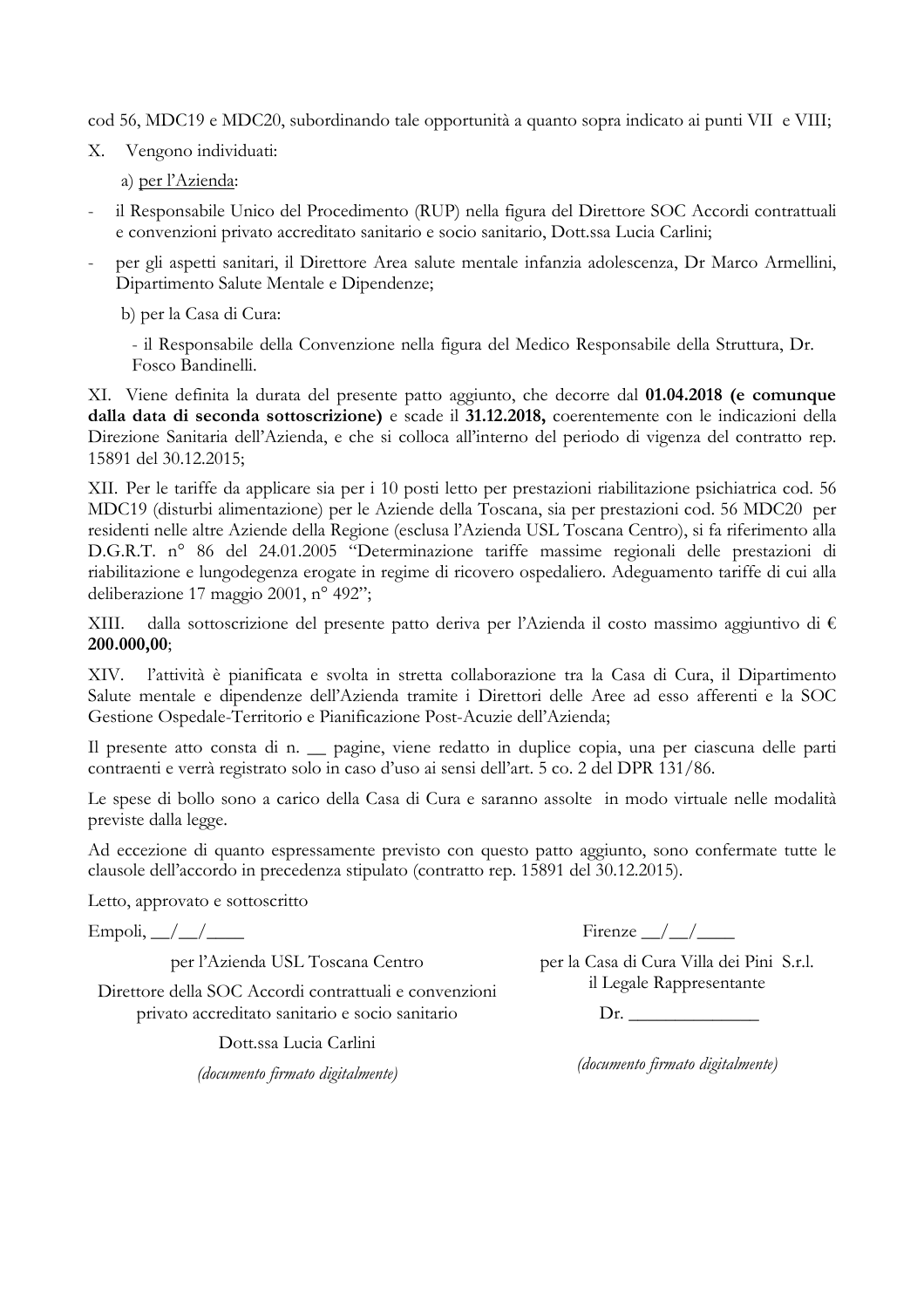cod 56, MDC19 e MDC20, subordinando tale opportunità a quanto sopra indicato ai punti VII e VIII;

X. Vengono individuati:

a) per l'Azienda:

- il Responsabile Unico del Procedimento (RUP) nella figura del Direttore SOC Accordi contrattuali e convenzioni privato accreditato sanitario e socio sanitario, Dott.ssa Lucia Carlini;
- per gli aspetti sanitari, il Direttore Area salute mentale infanzia adolescenza, Dr Marco Armellini, Dipartimento Salute Mentale e Dipendenze;

b) per la Casa di Cura:

- il Responsabile della Convenzione nella figura del Medico Responsabile della Struttura, Dr. Fosco Bandinelli.

XI. Viene definita la durata del presente patto aggiunto, che decorre dal **01.04.2018 (e comunque dalla data di seconda sottoscrizione)** e scade il **31.12.2018,** coerentemente con le indicazioni della Direzione Sanitaria dell'Azienda, e che si colloca all'interno del periodo di vigenza del contratto rep. 15891 del 30.12.2015;

XII. Per le tariffe da applicare sia per i 10 posti letto per prestazioni riabilitazione psichiatrica cod. 56 MDC19 (disturbi alimentazione) per le Aziende della Toscana, sia per prestazioni cod. 56 MDC20 per residenti nelle altre Aziende della Regione (esclusa l'Azienda USL Toscana Centro), si fa riferimento alla D.G.R.T. n° 86 del 24.01.2005 "Determinazione tariffe massime regionali delle prestazioni di riabilitazione e lungodegenza erogate in regime di ricovero ospedaliero. Adeguamento tariffe di cui alla deliberazione 17 maggio 2001, n° 492";

XIII. dalla sottoscrizione del presente patto deriva per l'Azienda il costo massimo aggiuntivo di € **200.000,00**;

XIV. l'attività è pianificata e svolta in stretta collaborazione tra la Casa di Cura, il Dipartimento Salute mentale e dipendenze dell'Azienda tramite i Direttori delle Aree ad esso afferenti e la SOC Gestione Ospedale-Territorio e Pianificazione Post-Acuzie dell'Azienda;

Il presente atto consta di n. __ pagine, viene redatto in duplice copia, una per ciascuna delle parti contraenti e verrà registrato solo in caso d'uso ai sensi dell'art. 5 co. 2 del DPR 131/86.

Le spese di bollo sono a carico della Casa di Cura e saranno assolte in modo virtuale nelle modalità previste dalla legge.

Ad eccezione di quanto espressamente previsto con questo patto aggiunto, sono confermate tutte le clausole dell'accordo in precedenza stipulato (contratto rep. 15891 del 30.12.2015).

Letto, approvato e sottoscritto

Empoli, __/__/____

per l'Azienda USL Toscana Centro

Direttore della SOC Accordi contrattuali e convenzioni privato accreditato sanitario e socio sanitario

Dott.ssa Lucia Carlini

*(documento firmato digitalmente)*

Firenze __/__/____

per la Casa di Cura Villa dei Pini S.r.l.
il Legale Rappresentante

Dr. ______________

*(documento firmato digitalmente)*